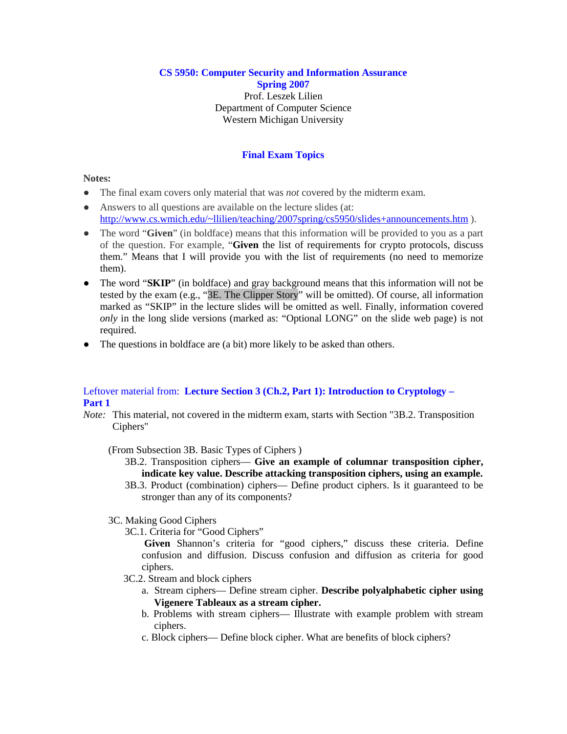**CS 5950: Computer Security and Information Assurance**
**Spring 2007**
Prof. Leszek Lilien
Department of Computer Science
Western Michigan University

# Final Exam Topics

**Notes:**

- The final exam covers only material that was *not* covered by the midterm exam.
- Answers to all questions are available on the lecture slides (at: http://www.cs.wmich.edu/~llilien/teaching/2007spring/cs5950/slides+announcements.htm ).
- The word "**Given**" (in boldface) means that this information will be provided to you as a part of the question. For example, "**Given** the list of requirements for crypto protocols, discuss them." Means that I will provide you with the list of requirements (no need to memorize them).
- The word "**SKIP**" (in boldface) and gray background means that this information will not be tested by the exam (e.g., "3E. The Clipper Story" will be omitted). Of course, all information marked as "SKIP" in the lecture slides will be omitted as well. Finally, information covered *only* in the long slide versions (marked as: "Optional LONG" on the slide web page) is not required.
- The questions in boldface are (a bit) more likely to be asked than others.

## Leftover material from: **Lecture Section 3 (Ch.2, Part 1): Introduction to Cryptology – Part 1**

*Note:* This material, not covered in the midterm exam, starts with Section "3B.2. Transposition Ciphers"

(From Subsection 3B. Basic Types of Ciphers )

- 3B.2. Transposition ciphers— **Give an example of columnar transposition cipher, indicate key value. Describe attacking transposition ciphers, using an example.**
- 3B.3. Product (combination) ciphers— Define product ciphers. Is it guaranteed to be stronger than any of its components?

3C. Making Good Ciphers

- 3C.1. Criteria for "Good Ciphers"
  - **Given** Shannon's criteria for "good ciphers," discuss these criteria. Define confusion and diffusion. Discuss confusion and diffusion as criteria for good ciphers.
- 3C.2. Stream and block ciphers
  - a. Stream ciphers— Define stream cipher. **Describe polyalphabetic cipher using Vigenere Tableaux as a stream cipher.**
  - b. Problems with stream ciphers— Illustrate with example problem with stream ciphers.
  - c. Block ciphers— Define block cipher. What are benefits of block ciphers?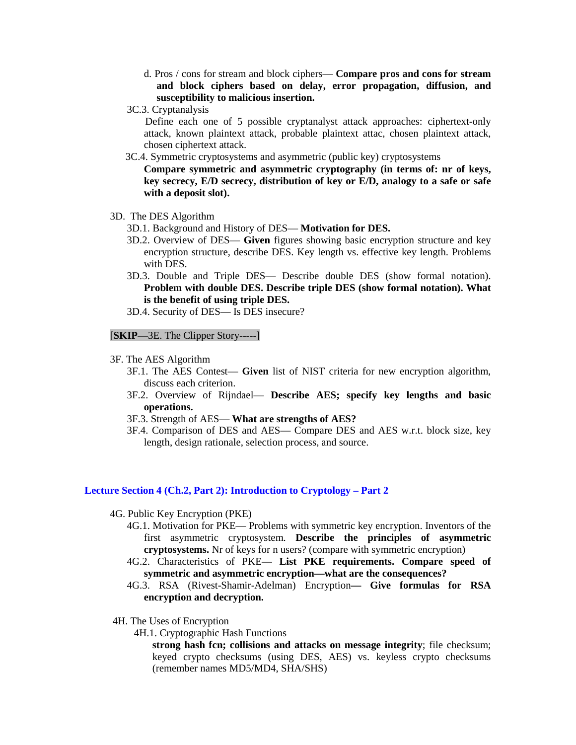- d. Pros / cons for stream and block ciphers— **Compare pros and cons for stream and block ciphers based on delay, error propagation, diffusion, and susceptibility to malicious insertion.**

3C.3. Cryptanalysis

Define each one of 5 possible cryptanalyst attack approaches: ciphertext-only attack, known plaintext attack, probable plaintext attac, chosen plaintext attack, chosen ciphertext attack.

3C.4. Symmetric cryptosystems and asymmetric (public key) cryptosystems

**Compare symmetric and asymmetric cryptography (in terms of: nr of keys, key secrecy, E/D secrecy, distribution of key or E/D, analogy to a safe or safe with a deposit slot).**

3D. The DES Algorithm

- 3D.1. Background and History of DES— **Motivation for DES.**
- 3D.2. Overview of DES— **Given** figures showing basic encryption structure and key encryption structure, describe DES. Key length vs. effective key length. Problems with DES.
- 3D.3. Double and Triple DES— Describe double DES (show formal notation). **Problem with double DES. Describe triple DES (show formal notation). What is the benefit of using triple DES.**
- 3D.4. Security of DES— Is DES insecure?

[**SKIP**—3E. The Clipper Story-----]

3F. The AES Algorithm

- 3F.1. The AES Contest— **Given** list of NIST criteria for new encryption algorithm, discuss each criterion.
- 3F.2. Overview of Rijndael— **Describe AES; specify key lengths and basic operations.**
- 3F.3. Strength of AES— **What are strengths of AES?**
- 3F.4. Comparison of DES and AES— Compare DES and AES w.r.t. block size, key length, design rationale, selection process, and source.

## Lecture Section 4 (Ch.2, Part 2): Introduction to Cryptology – Part 2

4G. Public Key Encryption (PKE)

- 4G.1. Motivation for PKE— Problems with symmetric key encryption. Inventors of the first asymmetric cryptosystem. **Describe the principles of asymmetric cryptosystems.** Nr of keys for n users? (compare with symmetric encryption)
- 4G.2. Characteristics of PKE— **List PKE requirements. Compare speed of symmetric and asymmetric encryption—what are the consequences?**
- 4G.3. RSA (Rivest-Shamir-Adelman) Encryption**— Give formulas for RSA encryption and decryption.**

4H. The Uses of Encryption

4H.1. Cryptographic Hash Functions

**strong hash fcn; collisions and attacks on message integrity**; file checksum; keyed crypto checksums (using DES, AES) vs. keyless crypto checksums (remember names MD5/MD4, SHA/SHS)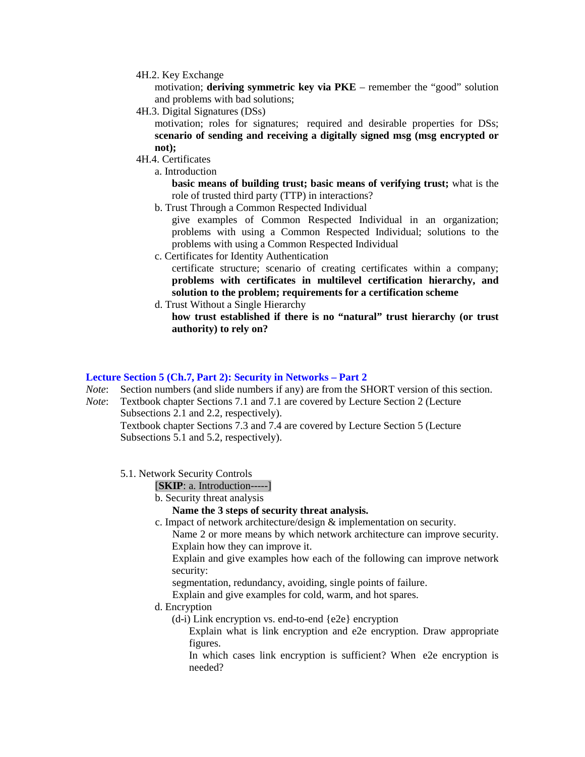4H.2. Key Exchange

motivation; **deriving symmetric key via PKE** – remember the "good" solution and problems with bad solutions;

4H.3. Digital Signatures (DSs)

motivation; roles for signatures; required and desirable properties for DSs; **scenario of sending and receiving a digitally signed msg (msg encrypted or not);**

4H.4. Certificates

a. Introduction

**basic means of building trust; basic means of verifying trust;** what is the role of trusted third party (TTP) in interactions?

b. Trust Through a Common Respected Individual

give examples of Common Respected Individual in an organization; problems with using a Common Respected Individual; solutions to the problems with using a Common Respected Individual

c. Certificates for Identity Authentication

certificate structure; scenario of creating certificates within a company; **problems with certificates in multilevel certification hierarchy, and solution to the problem; requirements for a certification scheme**

d. Trust Without a Single Hierarchy

**how trust established if there is no "natural" trust hierarchy (or trust authority) to rely on?**

## Lecture Section 5 (Ch.7, Part 2): Security in Networks – Part 2

*Note*: Section numbers (and slide numbers if any) are from the SHORT version of this section.

*Note*: Textbook chapter Sections 7.1 and 7.1 are covered by Lecture Section 2 (Lecture Subsections 2.1 and 2.2, respectively).
Textbook chapter Sections 7.3 and 7.4 are covered by Lecture Section 5 (Lecture Subsections 5.1 and 5.2, respectively).

5.1. Network Security Controls

[**SKIP**: a. Introduction-----]

b. Security threat analysis

**Name the 3 steps of security threat analysis.**

c. Impact of network architecture/design & implementation on security.

Name 2 or more means by which network architecture can improve security. Explain how they can improve it.

Explain and give examples how each of the following can improve network security:

segmentation, redundancy, avoiding, single points of failure.

Explain and give examples for cold, warm, and hot spares.

d. Encryption

(d-i) Link encryption vs. end-to-end {e2e} encryption

Explain what is link encryption and e2e encryption. Draw appropriate figures.

In which cases link encryption is sufficient? When e2e encryption is needed?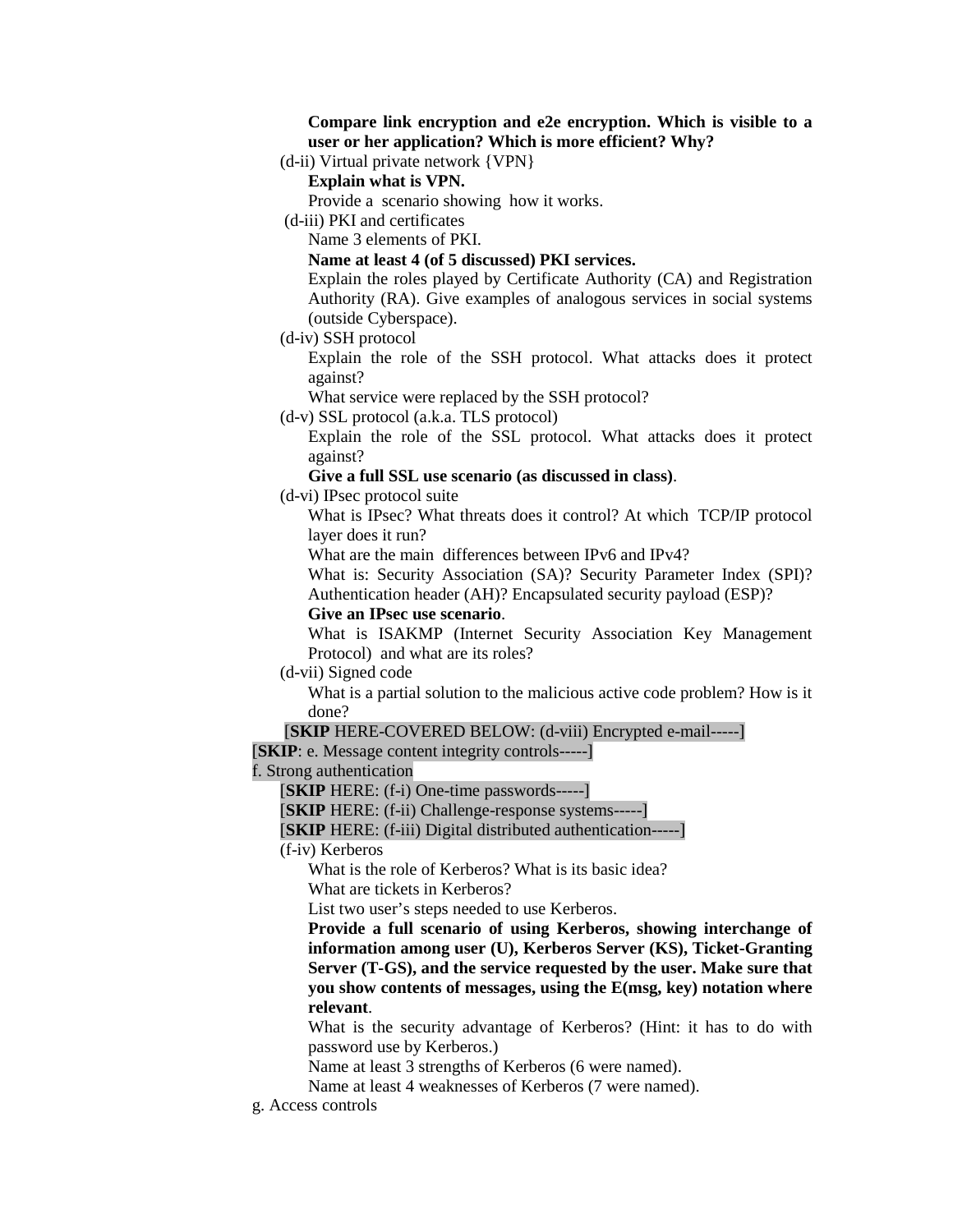**Compare link encryption and e2e encryption. Which is visible to a user or her application? Which is more efficient? Why?**

(d-ii) Virtual private network {VPN}

**Explain what is VPN.**

Provide a scenario showing how it works.

(d-iii) PKI and certificates

Name 3 elements of PKI.

**Name at least 4 (of 5 discussed) PKI services.**

Explain the roles played by Certificate Authority (CA) and Registration Authority (RA). Give examples of analogous services in social systems (outside Cyberspace).

(d-iv) SSH protocol

Explain the role of the SSH protocol. What attacks does it protect against?

What service were replaced by the SSH protocol?

(d-v) SSL protocol (a.k.a. TLS protocol)

Explain the role of the SSL protocol. What attacks does it protect against?

**Give a full SSL use scenario (as discussed in class)**.

(d-vi) IPsec protocol suite

What is IPsec? What threats does it control? At which TCP/IP protocol layer does it run?

What are the main differences between IPv6 and IPv4?

What is: Security Association (SA)? Security Parameter Index (SPI)? Authentication header (AH)? Encapsulated security payload (ESP)?

**Give an IPsec use scenario**.

What is ISAKMP (Internet Security Association Key Management Protocol) and what are its roles?

(d-vii) Signed code

What is a partial solution to the malicious active code problem? How is it done?

[**SKIP** HERE-COVERED BELOW: (d-viii) Encrypted e-mail-----]

[**SKIP**: e. Message content integrity controls-----]

f. Strong authentication

[**SKIP** HERE: (f-i) One-time passwords-----]

[**SKIP** HERE: (f-ii) Challenge-response systems-----]

[**SKIP** HERE: (f-iii) Digital distributed authentication-----]

(f-iv) Kerberos

What is the role of Kerberos? What is its basic idea?

What are tickets in Kerberos?

List two user's steps needed to use Kerberos.

**Provide a full scenario of using Kerberos, showing interchange of information among user (U), Kerberos Server (KS), Ticket-Granting Server (T-GS), and the service requested by the user. Make sure that you show contents of messages, using the E(msg, key) notation where relevant**.

What is the security advantage of Kerberos? (Hint: it has to do with password use by Kerberos.)

Name at least 3 strengths of Kerberos (6 were named).

Name at least 4 weaknesses of Kerberos (7 were named).

g. Access controls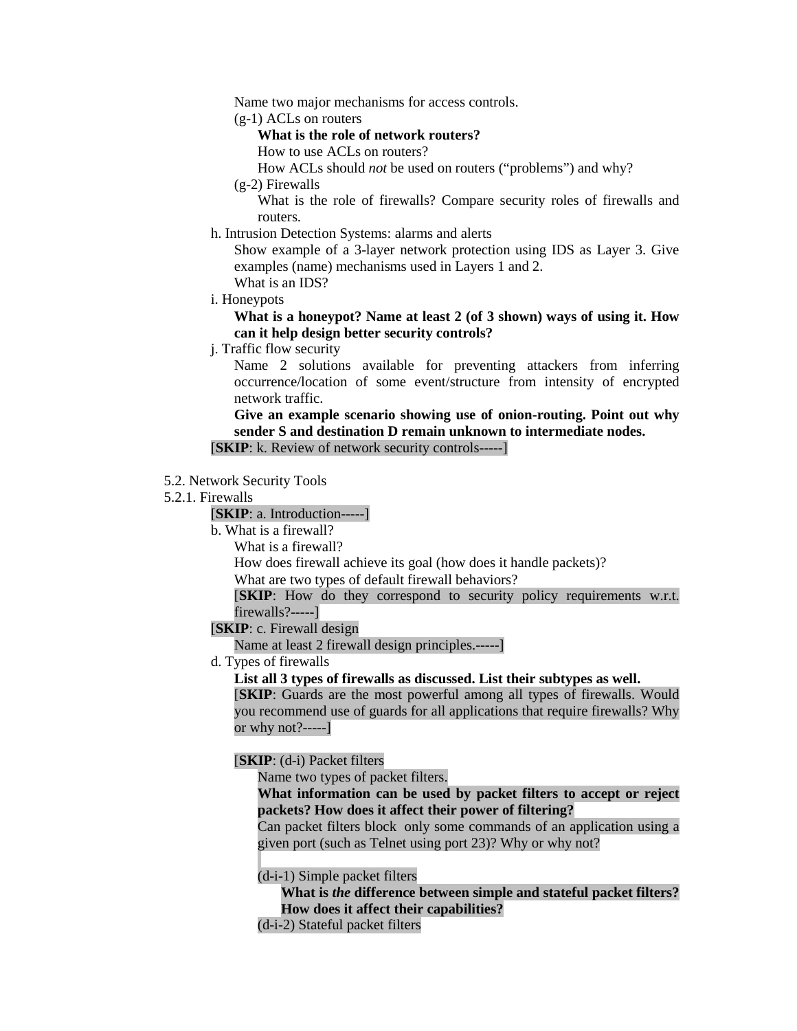Name two major mechanisms for access controls.

(g-1) ACLs on routers

**What is the role of network routers?**

How to use ACLs on routers?

How ACLs should *not* be used on routers (“problems”) and why?

(g-2) Firewalls

What is the role of firewalls? Compare security roles of firewalls and routers.

h. Intrusion Detection Systems: alarms and alerts

Show example of a 3-layer network protection using IDS as Layer 3. Give examples (name) mechanisms used in Layers 1 and 2.

What is an IDS?

i. Honeypots

**What is a honeypot? Name at least 2 (of 3 shown) ways of using it. How can it help design better security controls?**

j. Traffic flow security

Name 2 solutions available for preventing attackers from inferring occurrence/location of some event/structure from intensity of encrypted network traffic.

**Give an example scenario showing use of onion-routing. Point out why sender S and destination D remain unknown to intermediate nodes.**

[**SKIP**: k. Review of network security controls-----]

5.2. Network Security Tools

5.2.1. Firewalls

[**SKIP**: a. Introduction-----]

b. What is a firewall?

What is a firewall?

How does firewall achieve its goal (how does it handle packets)?

What are two types of default firewall behaviors?

[**SKIP**: How do they correspond to security policy requirements w.r.t. firewalls?-----]

[**SKIP**: c. Firewall design

Name at least 2 firewall design principles.-----]

d. Types of firewalls

**List all 3 types of firewalls as discussed. List their subtypes as well.**

[**SKIP**: Guards are the most powerful among all types of firewalls. Would you recommend use of guards for all applications that require firewalls? Why or why not?-----]

[**SKIP**: (d-i) Packet filters

Name two types of packet filters.

**What information can be used by packet filters to accept or reject packets? How does it affect their power of filtering?**

Can packet filters block only some commands of an application using a given port (such as Telnet using port 23)? Why or why not?

(d-i-1) Simple packet filters

**What is *the* difference between simple and stateful packet filters? How does it affect their capabilities?**

(d-i-2) Stateful packet filters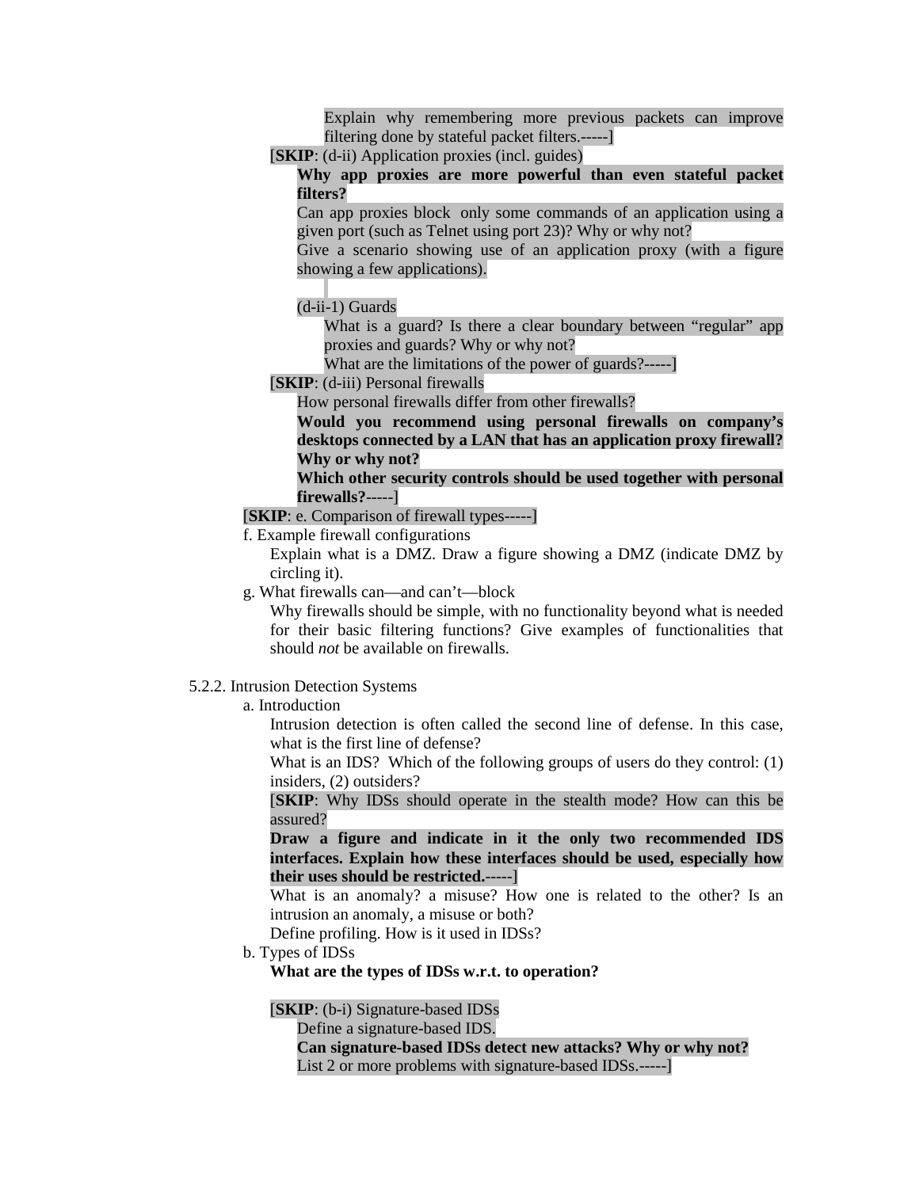Explain why remembering more previous packets can improve filtering done by stateful packet filters.-----]

[**SKIP**: (d-ii) Application proxies (incl. guides)

**Why app proxies are more powerful than even stateful packet filters?**

Can app proxies block only some commands of an application using a given port (such as Telnet using port 23)? Why or why not?

Give a scenario showing use of an application proxy (with a figure showing a few applications).

(d-ii-1) Guards

What is a guard? Is there a clear boundary between "regular" app proxies and guards? Why or why not?

What are the limitations of the power of guards?-----]

[**SKIP**: (d-iii) Personal firewalls

How personal firewalls differ from other firewalls?

**Would you recommend using personal firewalls on company's desktops connected by a LAN that has an application proxy firewall? Why or why not?**

**Which other security controls should be used together with personal firewalls?**-----]

[**SKIP**: e. Comparison of firewall types-----]

f. Example firewall configurations

Explain what is a DMZ. Draw a figure showing a DMZ (indicate DMZ by circling it).

g. What firewalls can—and can't—block

Why firewalls should be simple, with no functionality beyond what is needed for their basic filtering functions? Give examples of functionalities that should *not* be available on firewalls.

5.2.2. Intrusion Detection Systems

a. Introduction

Intrusion detection is often called the second line of defense. In this case, what is the first line of defense?

What is an IDS? Which of the following groups of users do they control: (1) insiders, (2) outsiders?

[**SKIP**: Why IDSs should operate in the stealth mode? How can this be assured?

**Draw a figure and indicate in it the only two recommended IDS interfaces. Explain how these interfaces should be used, especially how their uses should be restricted.**-----]

What is an anomaly? a misuse? How one is related to the other? Is an intrusion an anomaly, a misuse or both?

Define profiling. How is it used in IDSs?

b. Types of IDSs

**What are the types of IDSs w.r.t. to operation?**

[**SKIP**: (b-i) Signature-based IDSs

Define a signature-based IDS.

**Can signature-based IDSs detect new attacks? Why or why not?**

List 2 or more problems with signature-based IDSs.-----]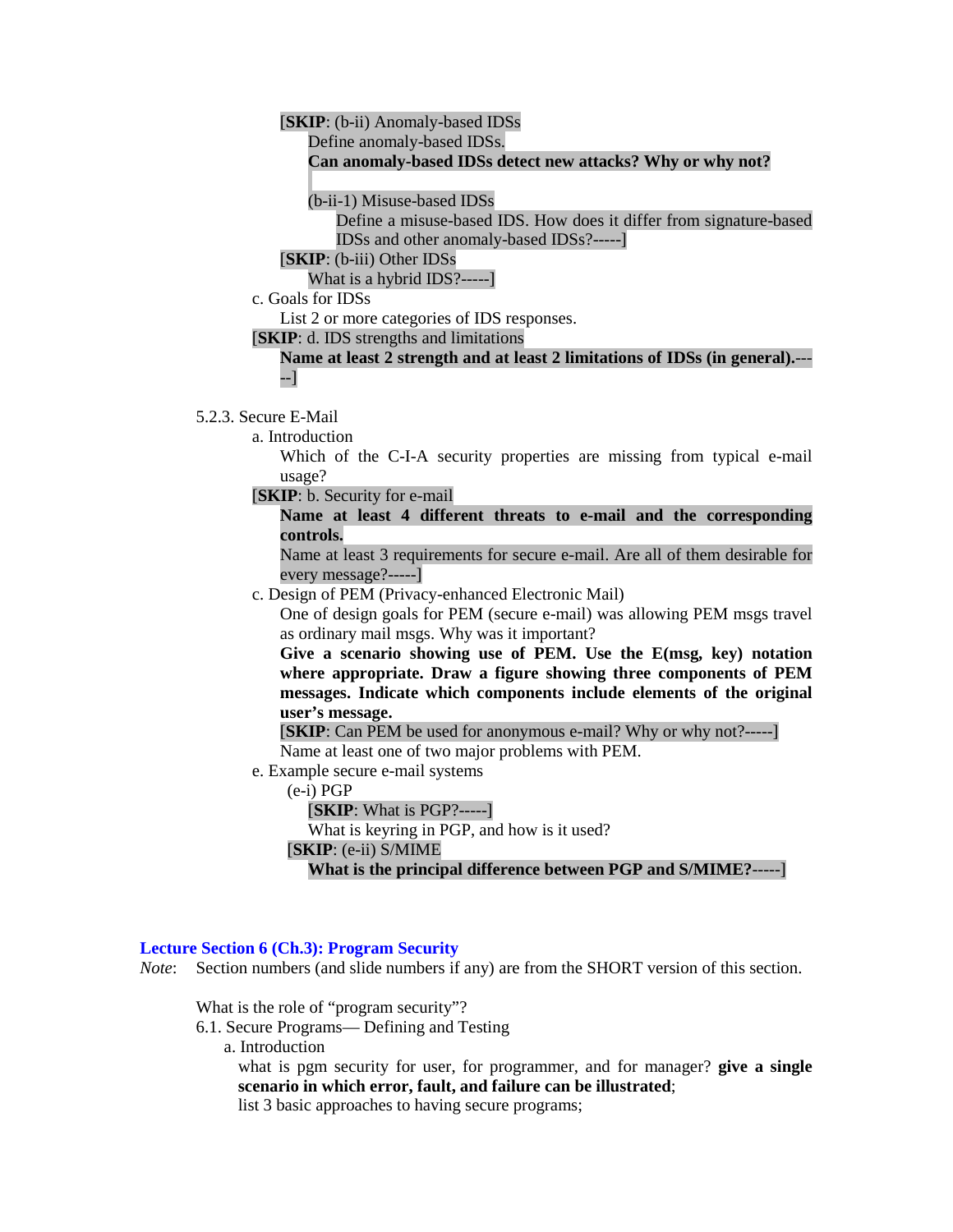[**SKIP**: (b-ii) Anomaly-based IDSs
Define anomaly-based IDSs.
**Can anomaly-based IDSs detect new attacks? Why or why not?**

(b-ii-1) Misuse-based IDSs
Define a misuse-based IDS. How does it differ from signature-based IDSs and other anomaly-based IDSs?-----]

[**SKIP**: (b-iii) Other IDSs
What is a hybrid IDS?-----]

c. Goals for IDSs
List 2 or more categories of IDS responses.

[**SKIP**: d. IDS strengths and limitations
**Name at least 2 strength and at least 2 limitations of IDSs (in general).**-----]

5.2.3. Secure E-Mail

a. Introduction
Which of the C-I-A security properties are missing from typical e-mail usage?

[**SKIP**: b. Security for e-mail
**Name at least 4 different threats to e-mail and the corresponding controls.**
Name at least 3 requirements for secure e-mail. Are all of them desirable for every message?-----]

c. Design of PEM (Privacy-enhanced Electronic Mail)
One of design goals for PEM (secure e-mail) was allowing PEM msgs travel as ordinary mail msgs. Why was it important?
**Give a scenario showing use of PEM. Use the E(msg, key) notation where appropriate. Draw a figure showing three components of PEM messages. Indicate which components include elements of the original user's message.**
[**SKIP**: Can PEM be used for anonymous e-mail? Why or why not?-----]
Name at least one of two major problems with PEM.

e. Example secure e-mail systems

(e-i) PGP
[**SKIP**: What is PGP?-----]
What is keyring in PGP, and how is it used?

[**SKIP**: (e-ii) S/MIME
**What is the principal difference between PGP and S/MIME?**-----]

## Lecture Section 6 (Ch.3): Program Security

*Note*: Section numbers (and slide numbers if any) are from the SHORT version of this section.

What is the role of "program security"?

6.1. Secure Programs— Defining and Testing

a. Introduction
what is pgm security for user, for programmer, and for manager? **give a single scenario in which error, fault, and failure can be illustrated**;
list 3 basic approaches to having secure programs;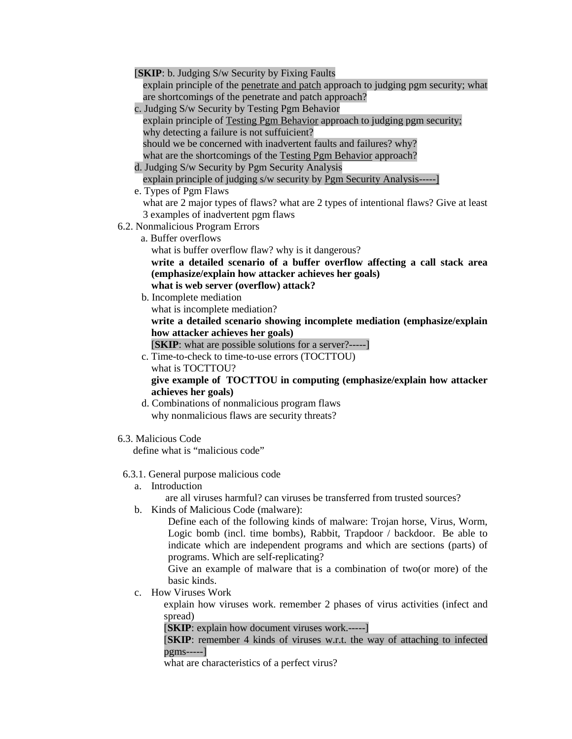[**SKIP**: b. Judging S/w Security by Fixing Faults

explain principle of the penetrate and patch approach to judging pgm security; what are shortcomings of the penetrate and patch approach?

c. Judging S/w Security by Testing Pgm Behavior

explain principle of Testing Pgm Behavior approach to judging pgm security; why detecting a failure is not suffuicient?

should we be concerned with inadvertent faults and failures? why?

what are the shortcomings of the Testing Pgm Behavior approach?

d. Judging S/w Security by Pgm Security Analysis

explain principle of judging s/w security by Pgm Security Analysis-----]

e. Types of Pgm Flaws

what are 2 major types of flaws? what are 2 types of intentional flaws? Give at least 3 examples of inadvertent pgm flaws

6.2. Nonmalicious Program Errors

a. Buffer overflows

what is buffer overflow flaw? why is it dangerous?

**write a detailed scenario of a buffer overflow affecting a call stack area (emphasize/explain how attacker achieves her goals)**

**what is web server (overflow) attack?**

b. Incomplete mediation

what is incomplete mediation?

**write a detailed scenario showing incomplete mediation (emphasize/explain how attacker achieves her goals)**

[**SKIP**: what are possible solutions for a server?-----]

c. Time-to-check to time-to-use errors (TOCTTOU)

what is TOCTTOU?

**give example of TOCTTOU in computing (emphasize/explain how attacker achieves her goals)**

d. Combinations of nonmalicious program flaws

why nonmalicious flaws are security threats?

6.3. Malicious Code

define what is "malicious code"

6.3.1. General purpose malicious code

a. Introduction

are all viruses harmful? can viruses be transferred from trusted sources?

b. Kinds of Malicious Code (malware):

Define each of the following kinds of malware: Trojan horse, Virus, Worm, Logic bomb (incl. time bombs), Rabbit, Trapdoor / backdoor. Be able to indicate which are independent programs and which are sections (parts) of programs. Which are self-replicating?

Give an example of malware that is a combination of two(or more) of the basic kinds.

c. How Viruses Work

explain how viruses work. remember 2 phases of virus activities (infect and spread)

[**SKIP**: explain how document viruses work.-----]

[**SKIP**: remember 4 kinds of viruses w.r.t. the way of attaching to infected pgms-----]

what are characteristics of a perfect virus?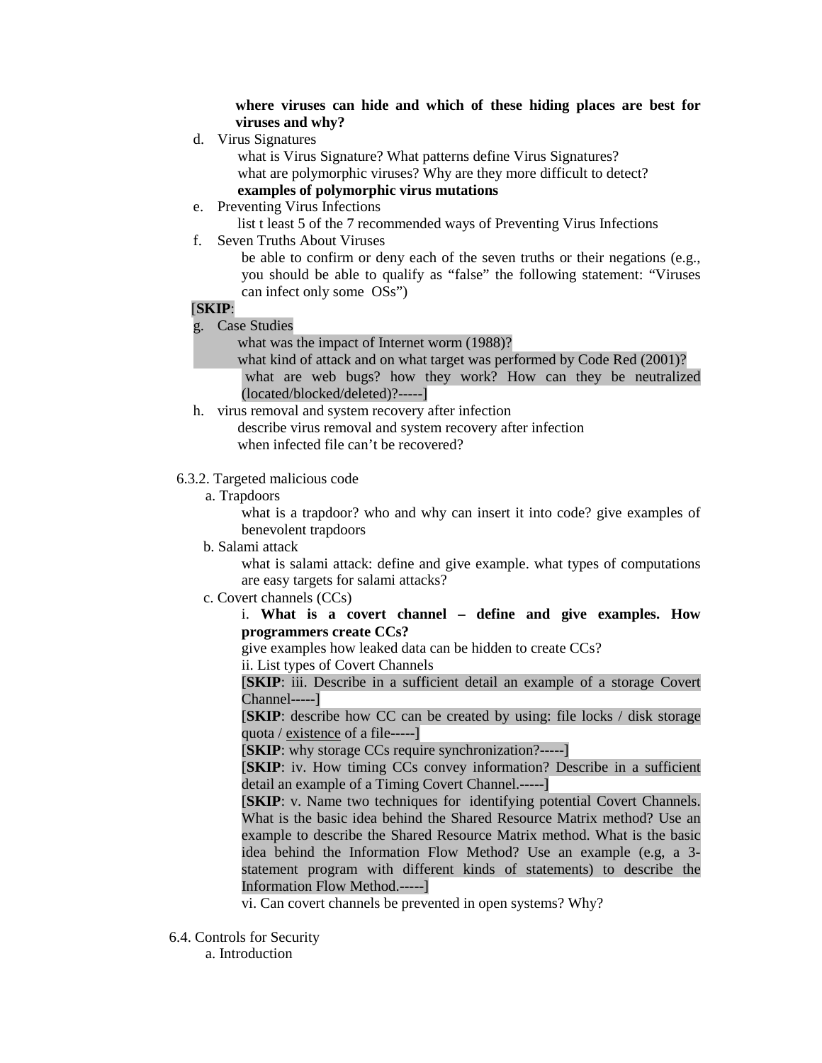**where viruses can hide and which of these hiding places are best for viruses and why?**

d. Virus Signatures

what is Virus Signature? What patterns define Virus Signatures?
what are polymorphic viruses? Why are they more difficult to detect?
**examples of polymorphic virus mutations**

e. Preventing Virus Infections

list t least 5 of the 7 recommended ways of Preventing Virus Infections

f. Seven Truths About Viruses

be able to confirm or deny each of the seven truths or their negations (e.g., you should be able to qualify as "false" the following statement: "Viruses can infect only some OSs")

[**SKIP**:

g. Case Studies

what was the impact of Internet worm (1988)?
what kind of attack and on what target was performed by Code Red (2001)?
what are web bugs? how they work? How can they be neutralized (located/blocked/deleted)?-----]

h. virus removal and system recovery after infection

describe virus removal and system recovery after infection
when infected file can't be recovered?

6.3.2. Targeted malicious code

a. Trapdoors

what is a trapdoor? who and why can insert it into code? give examples of benevolent trapdoors

b. Salami attack

what is salami attack: define and give example. what types of computations are easy targets for salami attacks?

c. Covert channels (CCs)

i. **What is a covert channel – define and give examples. How programmers create CCs?**

give examples how leaked data can be hidden to create CCs?

ii. List types of Covert Channels

[**SKIP**: iii. Describe in a sufficient detail an example of a storage Covert Channel-----]

[**SKIP**: describe how CC can be created by using: file locks / disk storage quota / existence of a file-----]

[**SKIP**: why storage CCs require synchronization?-----]

[**SKIP**: iv. How timing CCs convey information? Describe in a sufficient detail an example of a Timing Covert Channel.-----]

[**SKIP**: v. Name two techniques for identifying potential Covert Channels. What is the basic idea behind the Shared Resource Matrix method? Use an example to describe the Shared Resource Matrix method. What is the basic idea behind the Information Flow Method? Use an example (e.g, a 3-statement program with different kinds of statements) to describe the Information Flow Method.-----]

vi. Can covert channels be prevented in open systems? Why?

6.4. Controls for Security

a. Introduction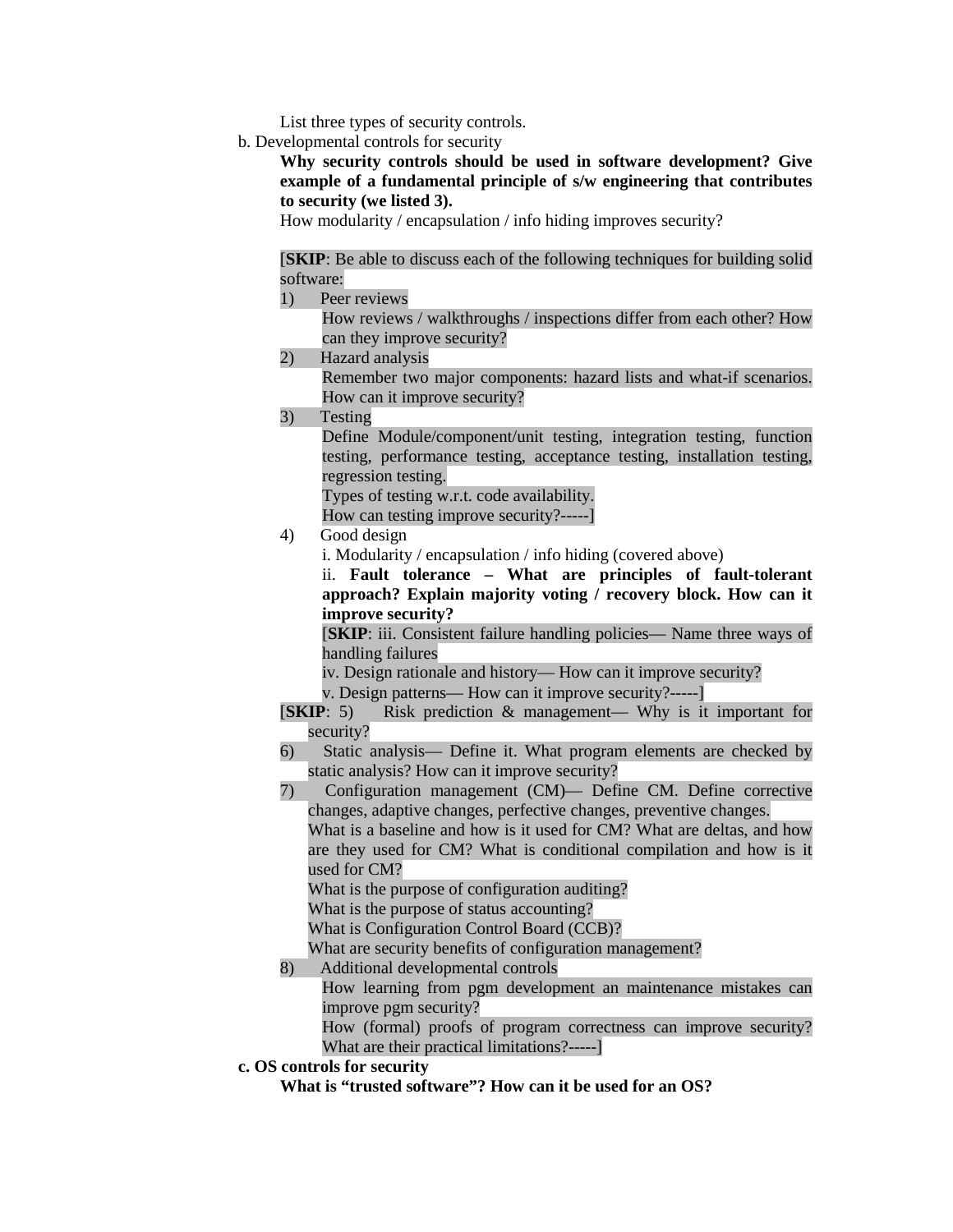List three types of security controls.

b. Developmental controls for security

**Why security controls should be used in software development? Give example of a fundamental principle of s/w engineering that contributes to security (we listed 3).**

How modularity / encapsulation / info hiding improves security?

[**SKIP**: Be able to discuss each of the following techniques for building solid software:

1) Peer reviews

   How reviews / walkthroughs / inspections differ from each other? How can they improve security?

2) Hazard analysis

   Remember two major components: hazard lists and what-if scenarios. How can it improve security?

3) Testing

   Define Module/component/unit testing, integration testing, function testing, performance testing, acceptance testing, installation testing, regression testing.

   Types of testing w.r.t. code availability.

   How can testing improve security?-----]

4) Good design

   i. Modularity / encapsulation / info hiding (covered above)

   ii. **Fault tolerance – What are principles of fault-tolerant approach? Explain majority voting / recovery block. How can it improve security?**

   [**SKIP**: iii. Consistent failure handling policies— Name three ways of handling failures

   iv. Design rationale and history— How can it improve security?

   v. Design patterns— How can it improve security?-----]

[**SKIP**: 5) Risk prediction & management— Why is it important for security?

6) Static analysis— Define it. What program elements are checked by static analysis? How can it improve security?

7) Configuration management (CM)— Define CM. Define corrective changes, adaptive changes, perfective changes, preventive changes.

   What is a baseline and how is it used for CM? What are deltas, and how are they used for CM? What is conditional compilation and how is it used for CM?

   What is the purpose of configuration auditing?

   What is the purpose of status accounting?

   What is Configuration Control Board (CCB)?

   What are security benefits of configuration management?

8) Additional developmental controls

   How learning from pgm development an maintenance mistakes can improve pgm security?

   How (formal) proofs of program correctness can improve security? What are their practical limitations?-----]

**c. OS controls for security**

**What is "trusted software"? How can it be used for an OS?**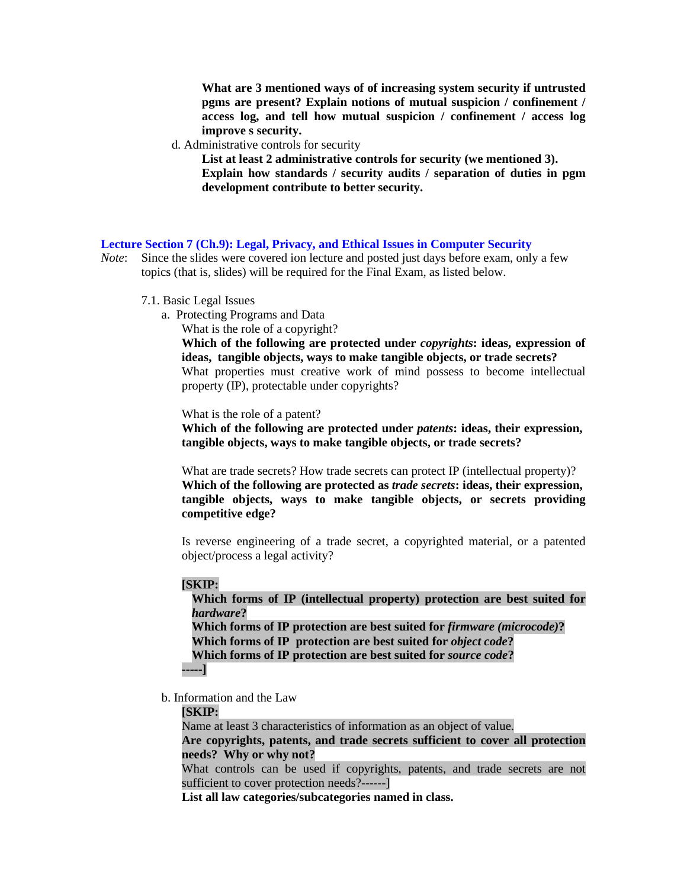**What are 3 mentioned ways of of increasing system security if untrusted pgms are present? Explain notions of mutual suspicion / confinement / access log, and tell how mutual suspicion / confinement / access log improve s security.**

d. Administrative controls for security

**List at least 2 administrative controls for security (we mentioned 3).**
**Explain how standards / security audits / separation of duties in pgm development contribute to better security.**

## Lecture Section 7 (Ch.9): Legal, Privacy, and Ethical Issues in Computer Security

*Note*: Since the slides were covered ion lecture and posted just days before exam, only a few topics (that is, slides) will be required for the Final Exam, as listed below.

7.1. Basic Legal Issues

a. Protecting Programs and Data

What is the role of a copyright?

**Which of the following are protected under *copyrights*: ideas, expression of ideas, tangible objects, ways to make tangible objects, or trade secrets?**

What properties must creative work of mind possess to become intellectual property (IP), protectable under copyrights?

What is the role of a patent?

**Which of the following are protected under *patents*: ideas, their expression, tangible objects, ways to make tangible objects, or trade secrets?**

What are trade secrets? How trade secrets can protect IP (intellectual property)?

**Which of the following are protected as *trade secrets*: ideas, their expression, tangible objects, ways to make tangible objects, or secrets providing competitive edge?**

Is reverse engineering of a trade secret, a copyrighted material, or a patented object/process a legal activity?

**[SKIP:**

**Which forms of IP (intellectual property) protection are best suited for *hardware*?**

**Which forms of IP protection are best suited for *firmware (microcode)*?**

**Which forms of IP protection are best suited for *object code*?**

**Which forms of IP protection are best suited for *source code*?**

**-----]**

b. Information and the Law

**[SKIP:**

Name at least 3 characteristics of information as an object of value.

**Are copyrights, patents, and trade secrets sufficient to cover all protection needs? Why or why not?**

What controls can be used if copyrights, patents, and trade secrets are not sufficient to cover protection needs?------]

**List all law categories/subcategories named in class.**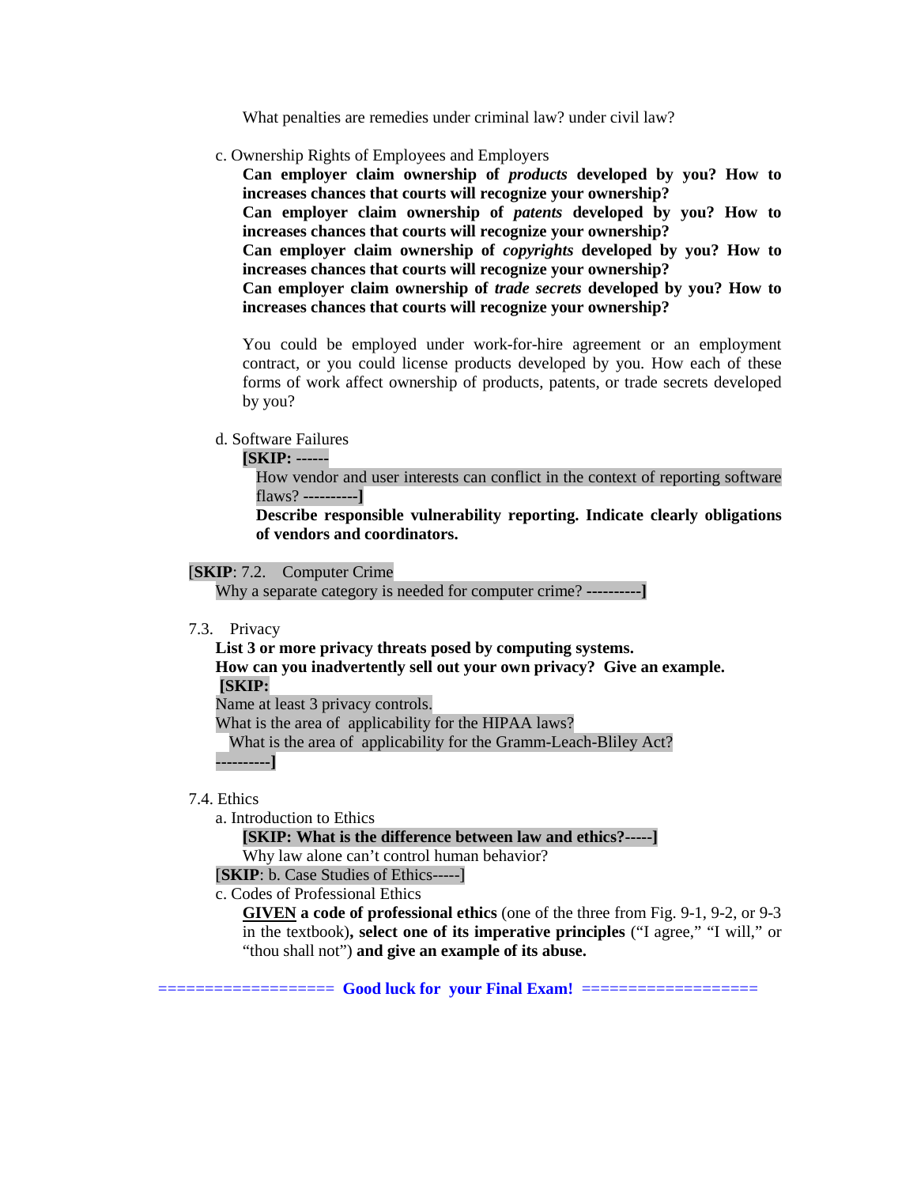What penalties are remedies under criminal law? under civil law?

c. Ownership Rights of Employees and Employers

**Can employer claim ownership of *products* developed by you? How to increases chances that courts will recognize your ownership?**
**Can employer claim ownership of *patents* developed by you? How to increases chances that courts will recognize your ownership?**
**Can employer claim ownership of *copyrights* developed by you? How to increases chances that courts will recognize your ownership?**
**Can employer claim ownership of *trade secrets* developed by you? How to increases chances that courts will recognize your ownership?**

You could be employed under work-for-hire agreement or an employment contract, or you could license products developed by you. How each of these forms of work affect ownership of products, patents, or trade secrets developed by you?

d. Software Failures

**[SKIP: ------**
How vendor and user interests can conflict in the context of reporting software flaws? **----------]**
**Describe responsible vulnerability reporting. Indicate clearly obligations of vendors and coordinators.**

[**SKIP**: 7.2. Computer Crime
Why a separate category is needed for computer crime? **----------]**

7.3. Privacy

**List 3 or more privacy threats posed by computing systems.**
**How can you inadvertently sell out your own privacy? Give an example.**
**[SKIP:**
Name at least 3 privacy controls.
What is the area of applicability for the HIPAA laws?
What is the area of applicability for the Gramm-Leach-Bliley Act?
**----------]**

7.4. Ethics

a. Introduction to Ethics

**[SKIP: What is the difference between law and ethics?-----]**
Why law alone can't control human behavior?

[**SKIP**: b. Case Studies of Ethics-----]

c. Codes of Professional Ethics

**<u>GIVEN</u> a code of professional ethics** (one of the three from Fig. 9-1, 9-2, or 9-3 in the textbook)**, select one of its imperative principles** ("I agree," "I will," or "thou shall not") **and give an example of its abuse.**

**================== Good luck for your Final Exam! ==================**